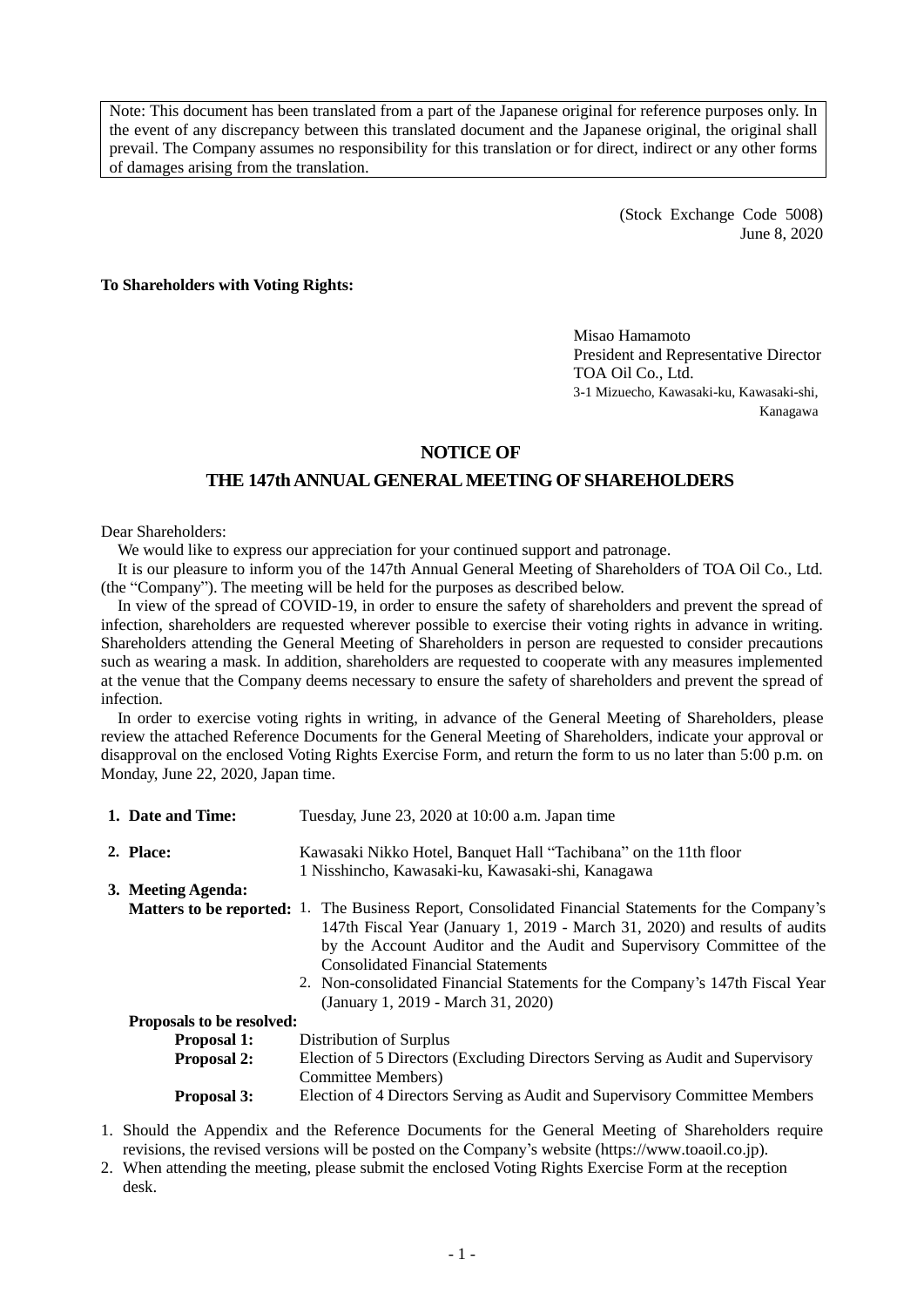Note: This document has been translated from a part of the Japanese original for reference purposes only. In the event of any discrepancy between this translated document and the Japanese original, the original shall prevail. The Company assumes no responsibility for this translation or for direct, indirect or any other forms of damages arising from the translation.

(Stock Exchange Code 5008)
June 8, 2020

**To Shareholders with Voting Rights:**

Misao Hamamoto
President and Representative Director
TOA Oil Co., Ltd.
3-1 Mizuecho, Kawasaki-ku, Kawasaki-shi, Kanagawa

# NOTICE OF THE 147th ANNUAL GENERAL MEETING OF SHAREHOLDERS

Dear Shareholders:

We would like to express our appreciation for your continued support and patronage.

It is our pleasure to inform you of the 147th Annual General Meeting of Shareholders of TOA Oil Co., Ltd. (the "Company"). The meeting will be held for the purposes as described below.

In view of the spread of COVID-19, in order to ensure the safety of shareholders and prevent the spread of infection, shareholders are requested wherever possible to exercise their voting rights in advance in writing. Shareholders attending the General Meeting of Shareholders in person are requested to consider precautions such as wearing a mask. In addition, shareholders are requested to cooperate with any measures implemented at the venue that the Company deems necessary to ensure the safety of shareholders and prevent the spread of infection.

In order to exercise voting rights in writing, in advance of the General Meeting of Shareholders, please review the attached Reference Documents for the General Meeting of Shareholders, indicate your approval or disapproval on the enclosed Voting Rights Exercise Form, and return the form to us no later than 5:00 p.m. on Monday, June 22, 2020, Japan time.

**1. Date and Time:** Tuesday, June 23, 2020 at 10:00 a.m. Japan time

**2. Place:** Kawasaki Nikko Hotel, Banquet Hall "Tachibana" on the 11th floor
1 Nisshincho, Kawasaki-ku, Kawasaki-shi, Kanagawa

**3. Meeting Agenda:**

**Matters to be reported:**

1. The Business Report, Consolidated Financial Statements for the Company's 147th Fiscal Year (January 1, 2019 - March 31, 2020) and results of audits by the Account Auditor and the Audit and Supervisory Committee of the Consolidated Financial Statements
2. Non-consolidated Financial Statements for the Company's 147th Fiscal Year (January 1, 2019 - March 31, 2020)

**Proposals to be resolved:**

**Proposal 1:** Distribution of Surplus

**Proposal 2:** Election of 5 Directors (Excluding Directors Serving as Audit and Supervisory Committee Members)

**Proposal 3:** Election of 4 Directors Serving as Audit and Supervisory Committee Members

1. Should the Appendix and the Reference Documents for the General Meeting of Shareholders require revisions, the revised versions will be posted on the Company's website (https://www.toaoil.co.jp).
2. When attending the meeting, please submit the enclosed Voting Rights Exercise Form at the reception desk.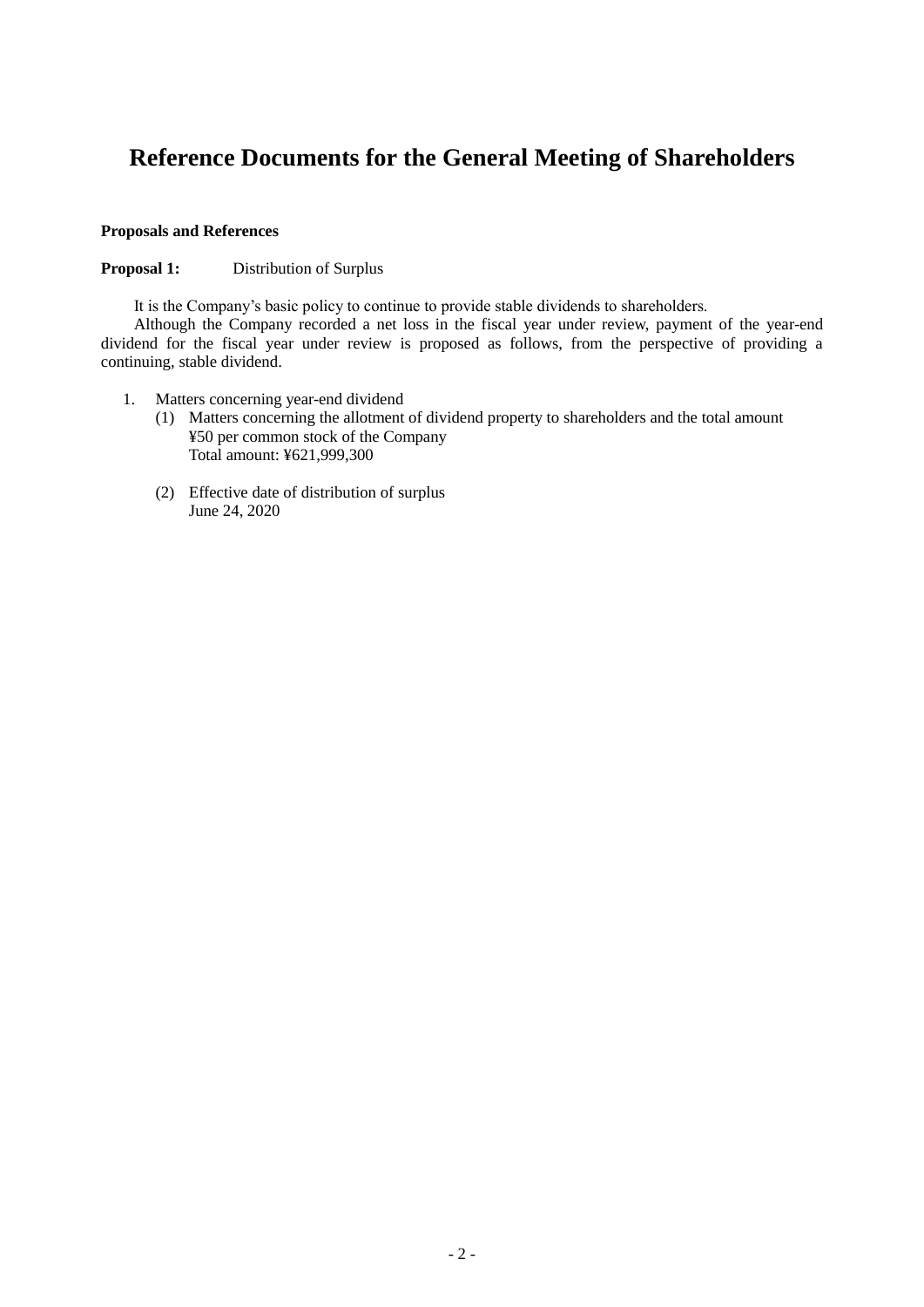# Reference Documents for the General Meeting of Shareholders

**Proposals and References**

**Proposal 1:** Distribution of Surplus

It is the Company's basic policy to continue to provide stable dividends to shareholders.

Although the Company recorded a net loss in the fiscal year under review, payment of the year-end dividend for the fiscal year under review is proposed as follows, from the perspective of providing a continuing, stable dividend.

1. Matters concerning year-end dividend
   (1) Matters concerning the allotment of dividend property to shareholders and the total amount
   ¥50 per common stock of the Company
   Total amount: ¥621,999,300

   (2) Effective date of distribution of surplus
   June 24, 2020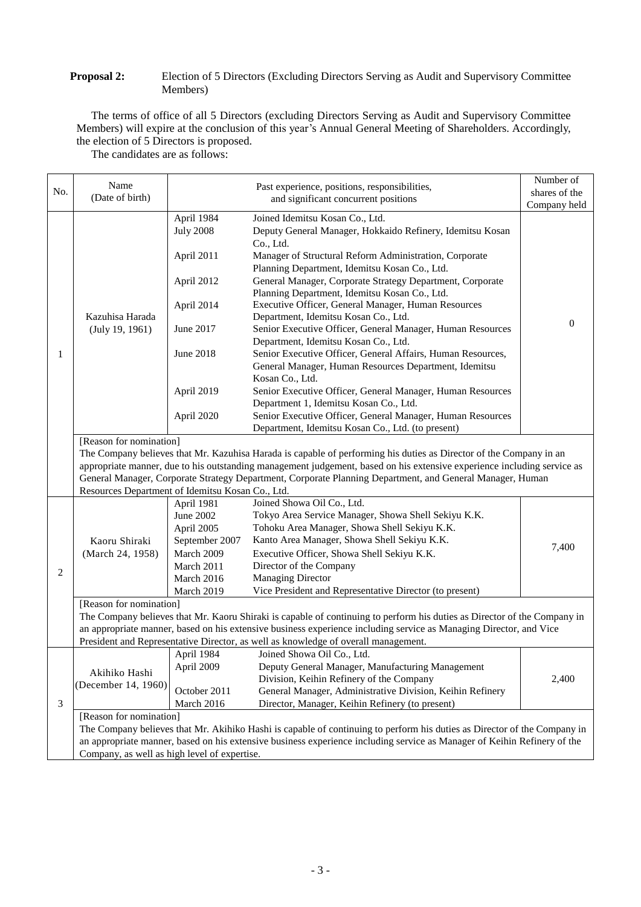**Proposal 2:** Election of 5 Directors (Excluding Directors Serving as Audit and Supervisory Committee Members)

The terms of office of all 5 Directors (excluding Directors Serving as Audit and Supervisory Committee Members) will expire at the conclusion of this year's Annual General Meeting of Shareholders. Accordingly, the election of 5 Directors is proposed.

The candidates are as follows:

| No. | Name (Date of birth) | Past experience, positions, responsibilities, and significant concurrent positions | | Number of shares of the Company held |
|---|---|---|---|---|
| 1 | Kazuhisa Harada (July 19, 1961) | April 1984 | Joined Idemitsu Kosan Co., Ltd. | 0 |
| | | July 2008 | Deputy General Manager, Hokkaido Refinery, Idemitsu Kosan Co., Ltd. | |
| | | April 2011 | Manager of Structural Reform Administration, Corporate Planning Department, Idemitsu Kosan Co., Ltd. | |
| | | April 2012 | General Manager, Corporate Strategy Department, Corporate Planning Department, Idemitsu Kosan Co., Ltd. | |
| | | April 2014 | Executive Officer, General Manager, Human Resources Department, Idemitsu Kosan Co., Ltd. | |
| | | June 2017 | Senior Executive Officer, General Manager, Human Resources Department, Idemitsu Kosan Co., Ltd. | |
| | | June 2018 | Senior Executive Officer, General Affairs, Human Resources, General Manager, Human Resources Department, Idemitsu Kosan Co., Ltd. | |
| | | April 2019 | Senior Executive Officer, General Manager, Human Resources Department 1, Idemitsu Kosan Co., Ltd. | |
| | | April 2020 | Senior Executive Officer, General Manager, Human Resources Department, Idemitsu Kosan Co., Ltd. (to present) | |
| | [Reason for nomination] The Company believes that Mr. Kazuhisa Harada is capable of performing his duties as Director of the Company in an appropriate manner, due to his outstanding management judgement, based on his extensive experience including service as General Manager, Corporate Strategy Department, Corporate Planning Department, and General Manager, Human Resources Department of Idemitsu Kosan Co., Ltd. | | | |
| 2 | Kaoru Shiraki (March 24, 1958) | April 1981 | Joined Showa Oil Co., Ltd. | 7,400 |
| | | June 2002 | Tokyo Area Service Manager, Showa Shell Sekiyu K.K. | |
| | | April 2005 | Tohoku Area Manager, Showa Shell Sekiyu K.K. | |
| | | September 2007 | Kanto Area Manager, Showa Shell Sekiyu K.K. | |
| | | March 2009 | Executive Officer, Showa Shell Sekiyu K.K. | |
| | | March 2011 | Director of the Company | |
| | | March 2016 | Managing Director | |
| | | March 2019 | Vice President and Representative Director (to present) | |
| | [Reason for nomination] The Company believes that Mr. Kaoru Shiraki is capable of continuing to perform his duties as Director of the Company in an appropriate manner, based on his extensive business experience including service as Managing Director, and Vice President and Representative Director, as well as knowledge of overall management. | | | |
| 3 | Akihiko Hashi (December 14, 1960) | April 1984 | Joined Showa Oil Co., Ltd. | 2,400 |
| | | April 2009 | Deputy General Manager, Manufacturing Management Division, Keihin Refinery of the Company | |
| | | October 2011 | General Manager, Administrative Division, Keihin Refinery | |
| | | March 2016 | Director, Manager, Keihin Refinery (to present) | |
| | [Reason for nomination] The Company believes that Mr. Akihiko Hashi is capable of continuing to perform his duties as Director of the Company in an appropriate manner, based on his extensive business experience including service as Manager of Keihin Refinery of the Company, as well as high level of expertise. | | | |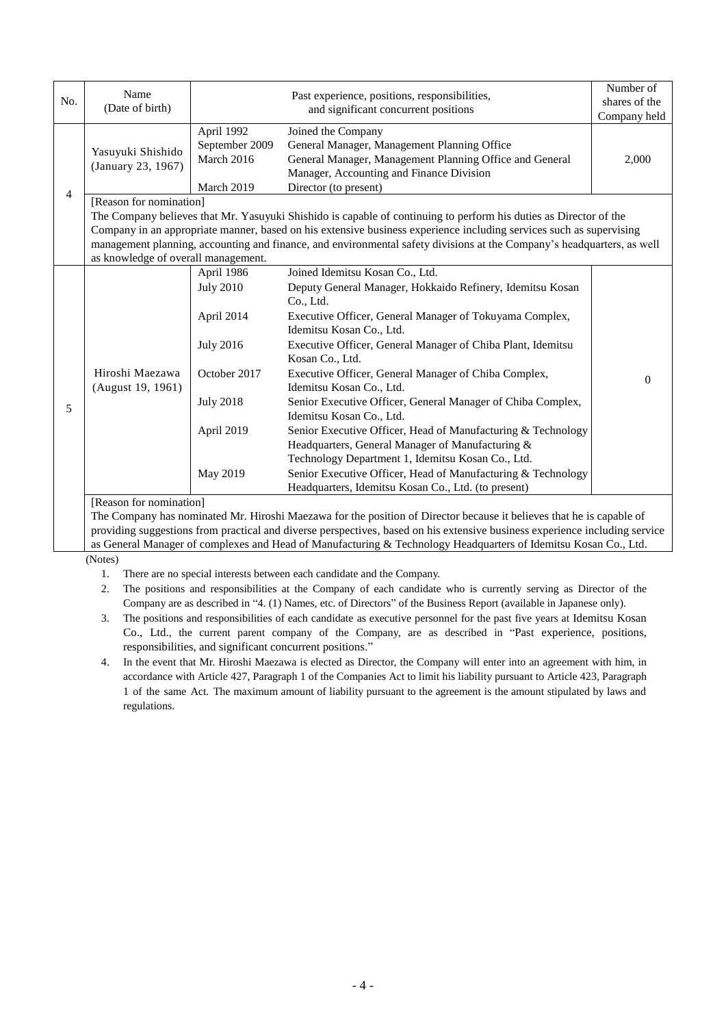| No. | Name (Date of birth) | Past experience, positions, responsibilities, and significant concurrent positions | | Number of shares of the Company held |
|---|---|---|---|---|
| 4 | Yasuyuki Shishido (January 23, 1967) | April 1992<br>September 2009<br>March 2016<br><br>March 2019 | Joined the Company<br>General Manager, Management Planning Office<br>General Manager, Management Planning Office and General Manager, Accounting and Finance Division<br>Director (to present) | 2,000 |
| | [Reason for nomination]<br>The Company believes that Mr. Yasuyuki Shishido is capable of continuing to perform his duties as Director of the Company in an appropriate manner, based on his extensive business experience including services such as supervising management planning, accounting and finance, and environmental safety divisions at the Company's headquarters, as well as knowledge of overall management. | | | |
| 5 | Hiroshi Maezawa (August 19, 1961) | April 1986<br>July 2010<br><br>April 2014<br><br>July 2016<br><br>October 2017<br><br>July 2018<br><br>April 2019<br><br><br>May 2019 | Joined Idemitsu Kosan Co., Ltd.<br>Deputy General Manager, Hokkaido Refinery, Idemitsu Kosan Co., Ltd.<br>Executive Officer, General Manager of Tokuyama Complex, Idemitsu Kosan Co., Ltd.<br>Executive Officer, General Manager of Chiba Plant, Idemitsu Kosan Co., Ltd.<br>Executive Officer, General Manager of Chiba Complex, Idemitsu Kosan Co., Ltd.<br>Senior Executive Officer, General Manager of Chiba Complex, Idemitsu Kosan Co., Ltd.<br>Senior Executive Officer, Head of Manufacturing & Technology Headquarters, General Manager of Manufacturing & Technology Department 1, Idemitsu Kosan Co., Ltd.<br>Senior Executive Officer, Head of Manufacturing & Technology Headquarters, Idemitsu Kosan Co., Ltd. (to present) | 0 |
| | [Reason for nomination]<br>The Company has nominated Mr. Hiroshi Maezawa for the position of Director because it believes that he is capable of providing suggestions from practical and diverse perspectives, based on his extensive business experience including service as General Manager of complexes and Head of Manufacturing & Technology Headquarters of Idemitsu Kosan Co., Ltd. | | | |

(Notes)

1. There are no special interests between each candidate and the Company.
2. The positions and responsibilities at the Company of each candidate who is currently serving as Director of the Company are as described in "4. (1) Names, etc. of Directors" of the Business Report (available in Japanese only).
3. The positions and responsibilities of each candidate as executive personnel for the past five years at Idemitsu Kosan Co., Ltd., the current parent company of the Company, are as described in "Past experience, positions, responsibilities, and significant concurrent positions."
4. In the event that Mr. Hiroshi Maezawa is elected as Director, the Company will enter into an agreement with him, in accordance with Article 427, Paragraph 1 of the Companies Act to limit his liability pursuant to Article 423, Paragraph 1 of the same Act. The maximum amount of liability pursuant to the agreement is the amount stipulated by laws and regulations.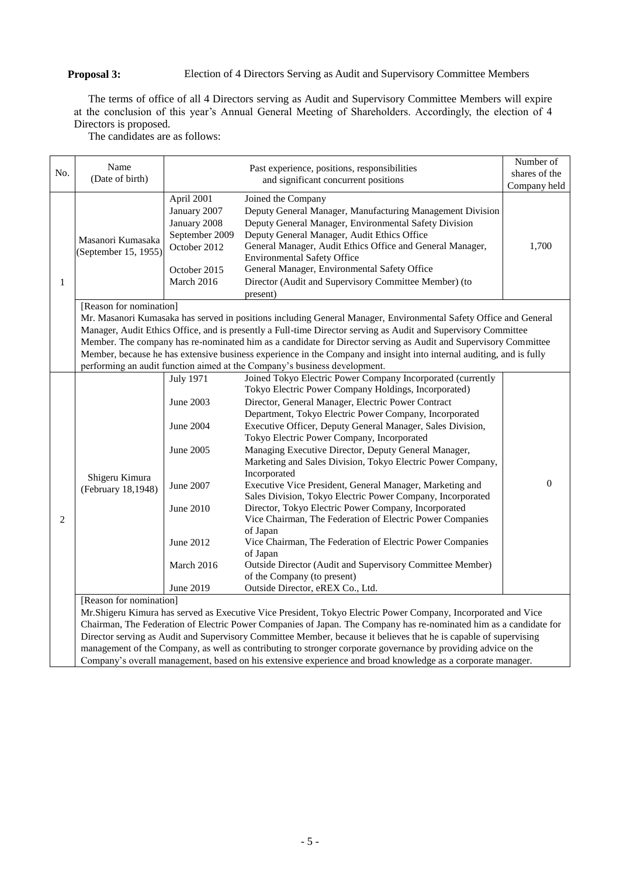**Proposal 3:** Election of 4 Directors Serving as Audit and Supervisory Committee Members

The terms of office of all 4 Directors serving as Audit and Supervisory Committee Members will expire at the conclusion of this year's Annual General Meeting of Shareholders. Accordingly, the election of 4 Directors is proposed.

The candidates are as follows:

| No. | Name (Date of birth) | Past experience, positions, responsibilities and significant concurrent positions | | Number of shares of the Company held |
|---|---|---|---|---|
| 1 | Masanori Kumasaka (September 15, 1955) | April 2001<br>January 2007<br>January 2008<br>September 2009<br>October 2012<br><br>October 2015<br>March 2016 | Joined the Company<br>Deputy General Manager, Manufacturing Management Division<br>Deputy General Manager, Environmental Safety Division<br>Deputy General Manager, Audit Ethics Office<br>General Manager, Audit Ethics Office and General Manager, Environmental Safety Office<br>General Manager, Environmental Safety Office<br>Director (Audit and Supervisory Committee Member) (to present) | 1,700 |
| | [Reason for nomination]<br>Mr. Masanori Kumasaka has served in positions including General Manager, Environmental Safety Office and General Manager, Audit Ethics Office, and is presently a Full-time Director serving as Audit and Supervisory Committee Member. The company has re-nominated him as a candidate for Director serving as Audit and Supervisory Committee Member, because he has extensive business experience in the Company and insight into internal auditing, and is fully performing an audit function aimed at the Company's business development. | | | |
| 2 | Shigeru Kimura (February 18,1948) | July 1971<br><br>June 2003<br><br>June 2004<br><br>June 2005<br><br><br>June 2007<br><br>June 2010<br><br><br>June 2012<br><br>March 2016<br><br>June 2019 | Joined Tokyo Electric Power Company Incorporated (currently Tokyo Electric Power Company Holdings, Incorporated)<br>Director, General Manager, Electric Power Contract Department, Tokyo Electric Power Company, Incorporated<br>Executive Officer, Deputy General Manager, Sales Division, Tokyo Electric Power Company, Incorporated<br>Managing Executive Director, Deputy General Manager, Marketing and Sales Division, Tokyo Electric Power Company, Incorporated<br>Executive Vice President, General Manager, Marketing and Sales Division, Tokyo Electric Power Company, Incorporated<br>Director, Tokyo Electric Power Company, Incorporated<br>Vice Chairman, The Federation of Electric Power Companies of Japan<br>Vice Chairman, The Federation of Electric Power Companies of Japan<br>Outside Director (Audit and Supervisory Committee Member) of the Company (to present)<br>Outside Director, eREX Co., Ltd. | 0 |
| | [Reason for nomination]<br>Mr.Shigeru Kimura has served as Executive Vice President, Tokyo Electric Power Company, Incorporated and Vice Chairman, The Federation of Electric Power Companies of Japan. The Company has re-nominated him as a candidate for Director serving as Audit and Supervisory Committee Member, because it believes that he is capable of supervising management of the Company, as well as contributing to stronger corporate governance by providing advice on the Company's overall management, based on his extensive experience and broad knowledge as a corporate manager. | | | |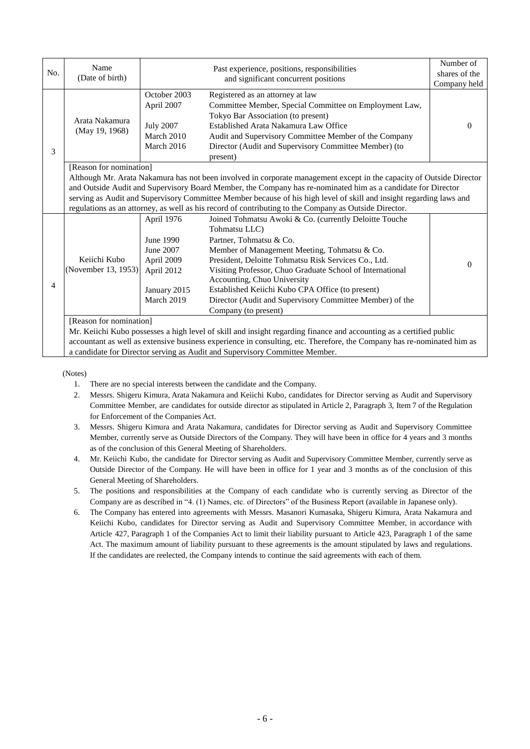| No. | Name (Date of birth) | Past experience, positions, responsibilities and significant concurrent positions | | Number of shares of the Company held |
|---|---|---|---|---|
| 3 | Arata Nakamura (May 19, 1968) | October 2003<br>April 2007<br><br>July 2007<br>March 2010<br>March 2016 | Registered as an attorney at law<br>Committee Member, Special Committee on Employment Law, Tokyo Bar Association (to present)<br>Established Arata Nakamura Law Office<br>Audit and Supervisory Committee Member of the Company<br>Director (Audit and Supervisory Committee Member) (to present) | 0 |
| | [Reason for nomination]<br>Although Mr. Arata Nakamura has not been involved in corporate management except in the capacity of Outside Director and Outside Audit and Supervisory Board Member, the Company has re-nominated him as a candidate for Director serving as Audit and Supervisory Committee Member because of his high level of skill and insight regarding laws and regulations as an attorney, as well as his record of contributing to the Company as Outside Director. | | | |
| 4 | Keiichi Kubo (November 13, 1953) | April 1976<br><br>June 1990<br>June 2007<br>April 2009<br>April 2012<br><br>January 2015<br>March 2019 | Joined Tohmatsu Awoki & Co. (currently Deloitte Touche Tohmatsu LLC)<br>Partner, Tohmatsu & Co.<br>Member of Management Meeting, Tohmatsu & Co.<br>President, Deloitte Tohmatsu Risk Services Co., Ltd.<br>Visiting Professor, Chuo Graduate School of International Accounting, Chuo University<br>Established Keiichi Kubo CPA Office (to present)<br>Director (Audit and Supervisory Committee Member) of the Company (to present) | 0 |
| | [Reason for nomination]<br>Mr. Keiichi Kubo possesses a high level of skill and insight regarding finance and accounting as a certified public accountant as well as extensive business experience in consulting, etc. Therefore, the Company has re-nominated him as a candidate for Director serving as Audit and Supervisory Committee Member. | | | |

(Notes)

1. There are no special interests between the candidate and the Company.
2. Messrs. Shigeru Kimura, Arata Nakamura and Keiichi Kubo, candidates for Director serving as Audit and Supervisory Committee Member, are candidates for outside director as stipulated in Article 2, Paragraph 3, Item 7 of the Regulation for Enforcement of the Companies Act.
3. Messrs. Shigeru Kimura and Arata Nakamura, candidates for Director serving as Audit and Supervisory Committee Member, currently serve as Outside Directors of the Company. They will have been in office for 4 years and 3 months as of the conclusion of this General Meeting of Shareholders.
4. Mr. Keiichi Kubo, the candidate for Director serving as Audit and Supervisory Committee Member, currently serve as Outside Director of the Company. He will have been in office for 1 year and 3 months as of the conclusion of this General Meeting of Shareholders.
5. The positions and responsibilities at the Company of each candidate who is currently serving as Director of the Company are as described in "4. (1) Names, etc. of Directors" of the Business Report (available in Japanese only).
6. The Company has entered into agreements with Messrs. Masanori Kumasaka, Shigeru Kimura, Arata Nakamura and Keiichi Kubo, candidates for Director serving as Audit and Supervisory Committee Member, in accordance with Article 427, Paragraph 1 of the Companies Act to limit their liability pursuant to Article 423, Paragraph 1 of the same Act. The maximum amount of liability pursuant to these agreements is the amount stipulated by laws and regulations. If the candidates are reelected, the Company intends to continue the said agreements with each of them.